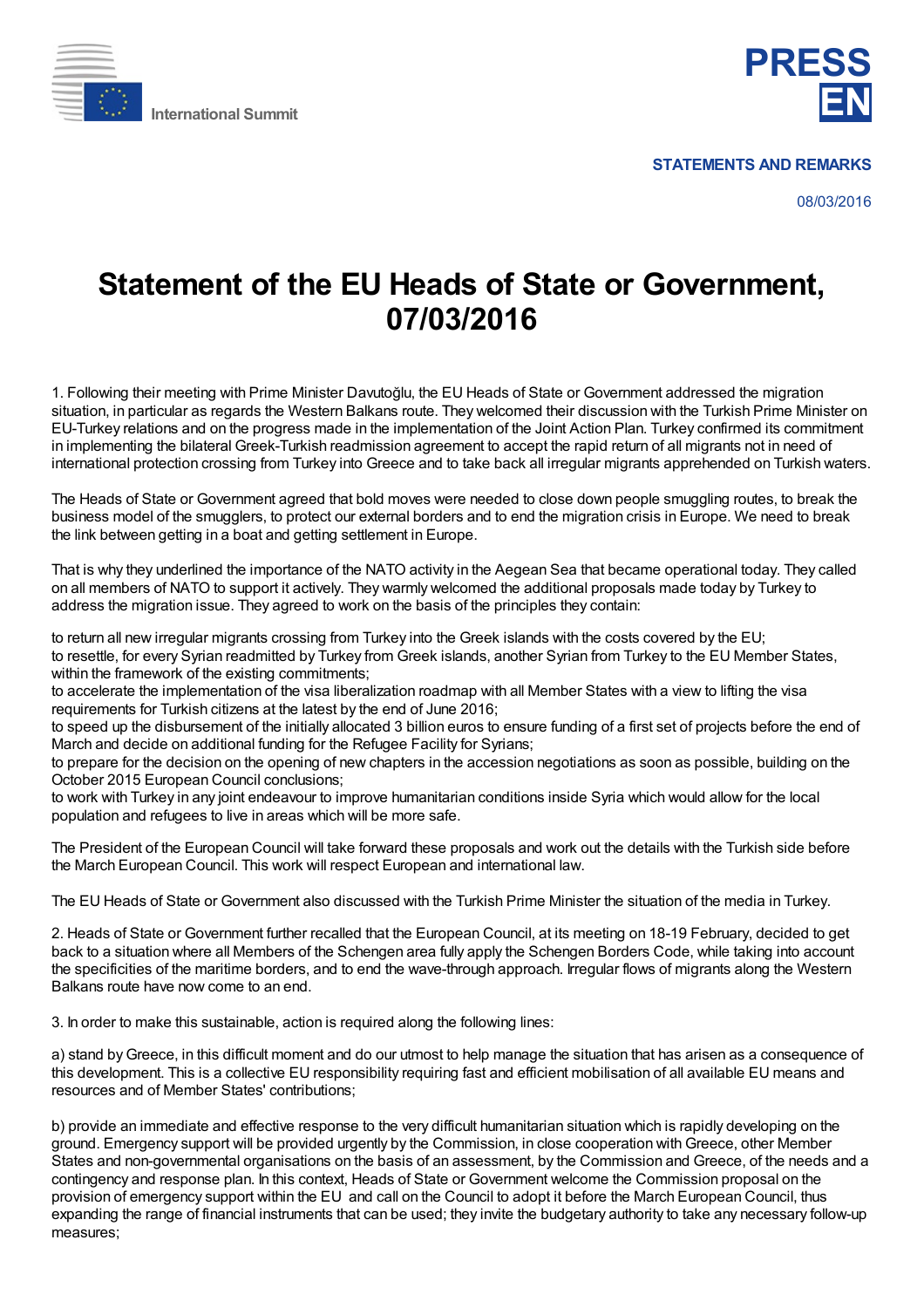International Summit

PRESS EN

STATEMENTS AND REMARKS

08/03/2016

# Statement of the EU Heads of State or Government, 07/03/2016

1. Following their meeting with Prime Minister Davutoğlu, the EU Heads of State or Government addressed the migration situation, in particular as regards the Western Balkans route. They welcomed their discussion with the Turkish Prime Minister on EU-Turkey relations and on the progress made in the implementation of the Joint Action Plan. Turkey confirmed its commitment in implementing the bilateral Greek-Turkish readmission agreement to accept the rapid return of all migrants not in need of international protection crossing from Turkey into Greece and to take back all irregular migrants apprehended on Turkish waters.

The Heads of State or Government agreed that bold moves were needed to close down people smuggling routes, to break the business model of the smugglers, to protect our external borders and to end the migration crisis in Europe. We need to break the link between getting in a boat and getting settlement in Europe.

That is why they underlined the importance of the NATO activity in the Aegean Sea that became operational today. They called on all members of NATO to support it actively. They warmly welcomed the additional proposals made today by Turkey to address the migration issue. They agreed to work on the basis of the principles they contain:

to return all new irregular migrants crossing from Turkey into the Greek islands with the costs covered by the EU;
to resettle, for every Syrian readmitted by Turkey from Greek islands, another Syrian from Turkey to the EU Member States, within the framework of the existing commitments;
to accelerate the implementation of the visa liberalization roadmap with all Member States with a view to lifting the visa requirements for Turkish citizens at the latest by the end of June 2016;
to speed up the disbursement of the initially allocated 3 billion euros to ensure funding of a first set of projects before the end of March and decide on additional funding for the Refugee Facility for Syrians;
to prepare for the decision on the opening of new chapters in the accession negotiations as soon as possible, building on the October 2015 European Council conclusions;
to work with Turkey in any joint endeavour to improve humanitarian conditions inside Syria which would allow for the local population and refugees to live in areas which will be more safe.

The President of the European Council will take forward these proposals and work out the details with the Turkish side before the March European Council. This work will respect European and international law.

The EU Heads of State or Government also discussed with the Turkish Prime Minister the situation of the media in Turkey.

2. Heads of State or Government further recalled that the European Council, at its meeting on 18-19 February, decided to get back to a situation where all Members of the Schengen area fully apply the Schengen Borders Code, while taking into account the specificities of the maritime borders, and to end the wave-through approach. Irregular flows of migrants along the Western Balkans route have now come to an end.

3. In order to make this sustainable, action is required along the following lines:

a) stand by Greece, in this difficult moment and do our utmost to help manage the situation that has arisen as a consequence of this development. This is a collective EU responsibility requiring fast and efficient mobilisation of all available EU means and resources and of Member States' contributions;

b) provide an immediate and effective response to the very difficult humanitarian situation which is rapidly developing on the ground. Emergency support will be provided urgently by the Commission, in close cooperation with Greece, other Member States and non-governmental organisations on the basis of an assessment, by the Commission and Greece, of the needs and a contingency and response plan. In this context, Heads of State or Government welcome the Commission proposal on the provision of emergency support within the EU and call on the Council to adopt it before the March European Council, thus expanding the range of financial instruments that can be used; they invite the budgetary authority to take any necessary follow-up measures;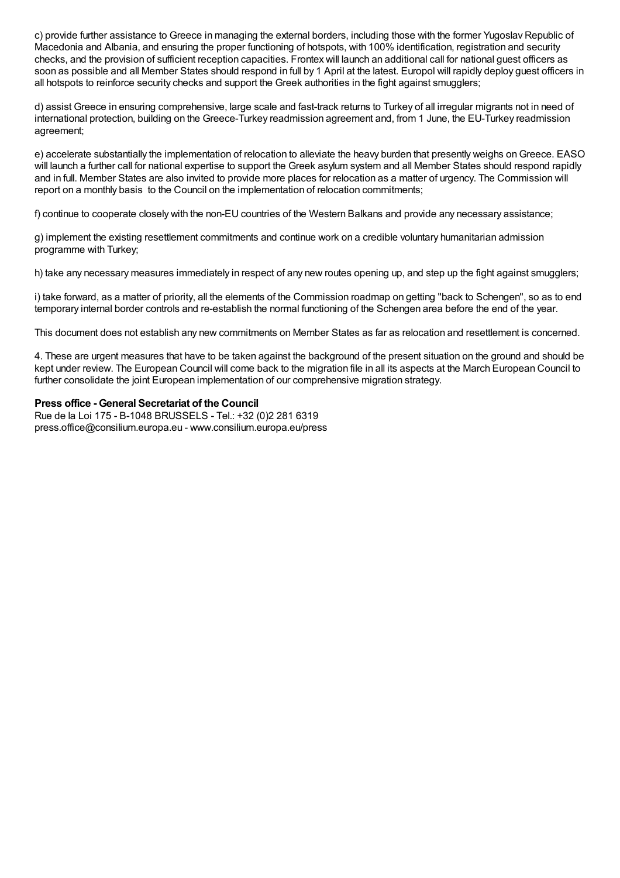c) provide further assistance to Greece in managing the external borders, including those with the former Yugoslav Republic of Macedonia and Albania, and ensuring the proper functioning of hotspots, with 100% identification, registration and security checks, and the provision of sufficient reception capacities. Frontex will launch an additional call for national guest officers as soon as possible and all Member States should respond in full by 1 April at the latest. Europol will rapidly deploy guest officers in all hotspots to reinforce security checks and support the Greek authorities in the fight against smugglers;

d) assist Greece in ensuring comprehensive, large scale and fast-track returns to Turkey of all irregular migrants not in need of international protection, building on the Greece-Turkey readmission agreement and, from 1 June, the EU-Turkey readmission agreement;

e) accelerate substantially the implementation of relocation to alleviate the heavy burden that presently weighs on Greece. EASO will launch a further call for national expertise to support the Greek asylum system and all Member States should respond rapidly and in full. Member States are also invited to provide more places for relocation as a matter of urgency. The Commission will report on a monthly basis to the Council on the implementation of relocation commitments;

f) continue to cooperate closely with the non-EU countries of the Western Balkans and provide any necessary assistance;

g) implement the existing resettlement commitments and continue work on a credible voluntary humanitarian admission programme with Turkey;

h) take any necessary measures immediately in respect of any new routes opening up, and step up the fight against smugglers;

i) take forward, as a matter of priority, all the elements of the Commission roadmap on getting "back to Schengen", so as to end temporary internal border controls and re-establish the normal functioning of the Schengen area before the end of the year.

This document does not establish any new commitments on Member States as far as relocation and resettlement is concerned.

4. These are urgent measures that have to be taken against the background of the present situation on the ground and should be kept under review. The European Council will come back to the migration file in all its aspects at the March European Council to further consolidate the joint European implementation of our comprehensive migration strategy.

**Press office - General Secretariat of the Council**
Rue de la Loi 175 - B-1048 BRUSSELS - Tel.: +32 (0)2 281 6319
press.office@consilium.europa.eu - www.consilium.europa.eu/press